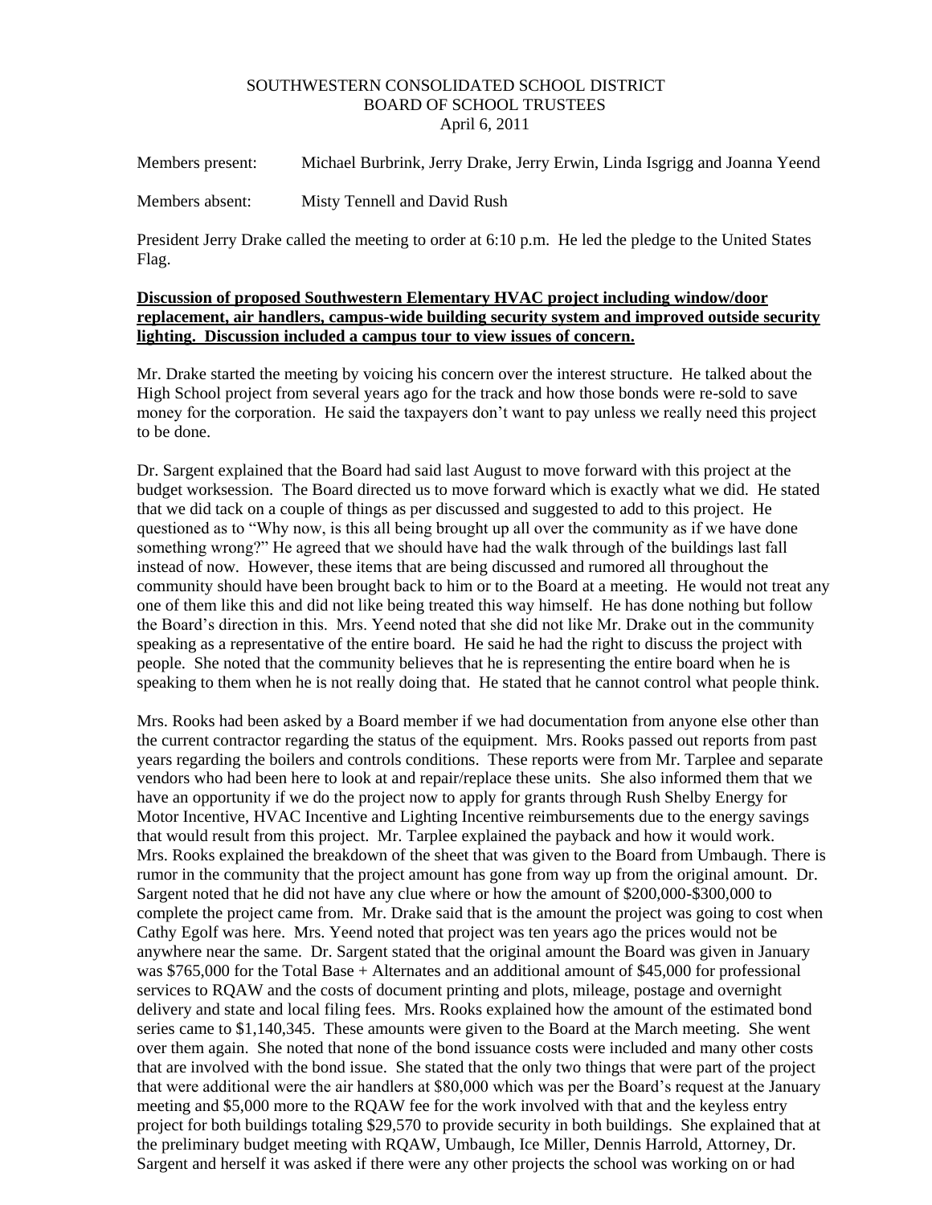SOUTHWESTERN CONSOLIDATED SCHOOL DISTRICT
BOARD OF SCHOOL TRUSTEES
April 6, 2011

Members present: Michael Burbrink, Jerry Drake, Jerry Erwin, Linda Isgrigg and Joanna Yeend

Members absent: Misty Tennell and David Rush

President Jerry Drake called the meeting to order at 6:10 p.m. He led the pledge to the United States Flag.

**Discussion of proposed Southwestern Elementary HVAC project including window/door replacement, air handlers, campus-wide building security system and improved outside security lighting. Discussion included a campus tour to view issues of concern.**

Mr. Drake started the meeting by voicing his concern over the interest structure. He talked about the High School project from several years ago for the track and how those bonds were re-sold to save money for the corporation. He said the taxpayers don't want to pay unless we really need this project to be done.

Dr. Sargent explained that the Board had said last August to move forward with this project at the budget worksession. The Board directed us to move forward which is exactly what we did. He stated that we did tack on a couple of things as per discussed and suggested to add to this project. He questioned as to "Why now, is this all being brought up all over the community as if we have done something wrong?" He agreed that we should have had the walk through of the buildings last fall instead of now. However, these items that are being discussed and rumored all throughout the community should have been brought back to him or to the Board at a meeting. He would not treat any one of them like this and did not like being treated this way himself. He has done nothing but follow the Board's direction in this. Mrs. Yeend noted that she did not like Mr. Drake out in the community speaking as a representative of the entire board. He said he had the right to discuss the project with people. She noted that the community believes that he is representing the entire board when he is speaking to them when he is not really doing that. He stated that he cannot control what people think.

Mrs. Rooks had been asked by a Board member if we had documentation from anyone else other than the current contractor regarding the status of the equipment. Mrs. Rooks passed out reports from past years regarding the boilers and controls conditions. These reports were from Mr. Tarplee and separate vendors who had been here to look at and repair/replace these units. She also informed them that we have an opportunity if we do the project now to apply for grants through Rush Shelby Energy for Motor Incentive, HVAC Incentive and Lighting Incentive reimbursements due to the energy savings that would result from this project. Mr. Tarplee explained the payback and how it would work. Mrs. Rooks explained the breakdown of the sheet that was given to the Board from Umbaugh. There is rumor in the community that the project amount has gone from way up from the original amount. Dr. Sargent noted that he did not have any clue where or how the amount of $200,000-$300,000 to complete the project came from. Mr. Drake said that is the amount the project was going to cost when Cathy Egolf was here. Mrs. Yeend noted that project was ten years ago the prices would not be anywhere near the same. Dr. Sargent stated that the original amount the Board was given in January was $765,000 for the Total Base + Alternates and an additional amount of $45,000 for professional services to RQAW and the costs of document printing and plots, mileage, postage and overnight delivery and state and local filing fees. Mrs. Rooks explained how the amount of the estimated bond series came to $1,140,345. These amounts were given to the Board at the March meeting. She went over them again. She noted that none of the bond issuance costs were included and many other costs that are involved with the bond issue. She stated that the only two things that were part of the project that were additional were the air handlers at $80,000 which was per the Board's request at the January meeting and $5,000 more to the RQAW fee for the work involved with that and the keyless entry project for both buildings totaling $29,570 to provide security in both buildings. She explained that at the preliminary budget meeting with RQAW, Umbaugh, Ice Miller, Dennis Harrold, Attorney, Dr. Sargent and herself it was asked if there were any other projects the school was working on or had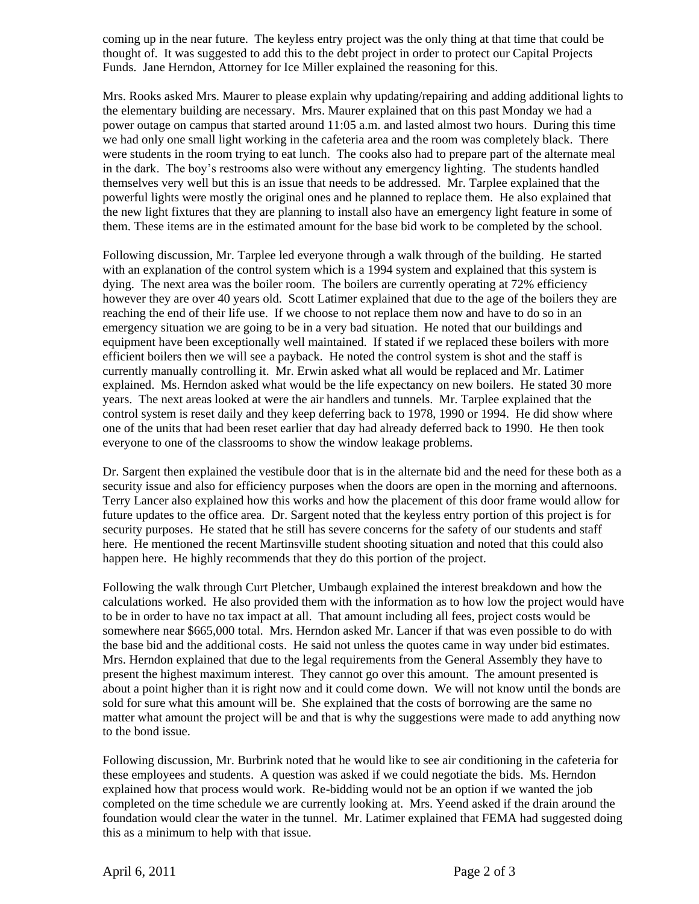coming up in the near future. The keyless entry project was the only thing at that time that could be thought of. It was suggested to add this to the debt project in order to protect our Capital Projects Funds. Jane Herndon, Attorney for Ice Miller explained the reasoning for this.

Mrs. Rooks asked Mrs. Maurer to please explain why updating/repairing and adding additional lights to the elementary building are necessary. Mrs. Maurer explained that on this past Monday we had a power outage on campus that started around 11:05 a.m. and lasted almost two hours. During this time we had only one small light working in the cafeteria area and the room was completely black. There were students in the room trying to eat lunch. The cooks also had to prepare part of the alternate meal in the dark. The boy's restrooms also were without any emergency lighting. The students handled themselves very well but this is an issue that needs to be addressed. Mr. Tarplee explained that the powerful lights were mostly the original ones and he planned to replace them. He also explained that the new light fixtures that they are planning to install also have an emergency light feature in some of them. These items are in the estimated amount for the base bid work to be completed by the school.

Following discussion, Mr. Tarplee led everyone through a walk through of the building. He started with an explanation of the control system which is a 1994 system and explained that this system is dying. The next area was the boiler room. The boilers are currently operating at 72% efficiency however they are over 40 years old. Scott Latimer explained that due to the age of the boilers they are reaching the end of their life use. If we choose to not replace them now and have to do so in an emergency situation we are going to be in a very bad situation. He noted that our buildings and equipment have been exceptionally well maintained. If stated if we replaced these boilers with more efficient boilers then we will see a payback. He noted the control system is shot and the staff is currently manually controlling it. Mr. Erwin asked what all would be replaced and Mr. Latimer explained. Ms. Herndon asked what would be the life expectancy on new boilers. He stated 30 more years. The next areas looked at were the air handlers and tunnels. Mr. Tarplee explained that the control system is reset daily and they keep deferring back to 1978, 1990 or 1994. He did show where one of the units that had been reset earlier that day had already deferred back to 1990. He then took everyone to one of the classrooms to show the window leakage problems.

Dr. Sargent then explained the vestibule door that is in the alternate bid and the need for these both as a security issue and also for efficiency purposes when the doors are open in the morning and afternoons. Terry Lancer also explained how this works and how the placement of this door frame would allow for future updates to the office area. Dr. Sargent noted that the keyless entry portion of this project is for security purposes. He stated that he still has severe concerns for the safety of our students and staff here. He mentioned the recent Martinsville student shooting situation and noted that this could also happen here. He highly recommends that they do this portion of the project.

Following the walk through Curt Pletcher, Umbaugh explained the interest breakdown and how the calculations worked. He also provided them with the information as to how low the project would have to be in order to have no tax impact at all. That amount including all fees, project costs would be somewhere near $665,000 total. Mrs. Herndon asked Mr. Lancer if that was even possible to do with the base bid and the additional costs. He said not unless the quotes came in way under bid estimates. Mrs. Herndon explained that due to the legal requirements from the General Assembly they have to present the highest maximum interest. They cannot go over this amount. The amount presented is about a point higher than it is right now and it could come down. We will not know until the bonds are sold for sure what this amount will be. She explained that the costs of borrowing are the same no matter what amount the project will be and that is why the suggestions were made to add anything now to the bond issue.

Following discussion, Mr. Burbrink noted that he would like to see air conditioning in the cafeteria for these employees and students. A question was asked if we could negotiate the bids. Ms. Herndon explained how that process would work. Re-bidding would not be an option if we wanted the job completed on the time schedule we are currently looking at. Mrs. Yeend asked if the drain around the foundation would clear the water in the tunnel. Mr. Latimer explained that FEMA had suggested doing this as a minimum to help with that issue.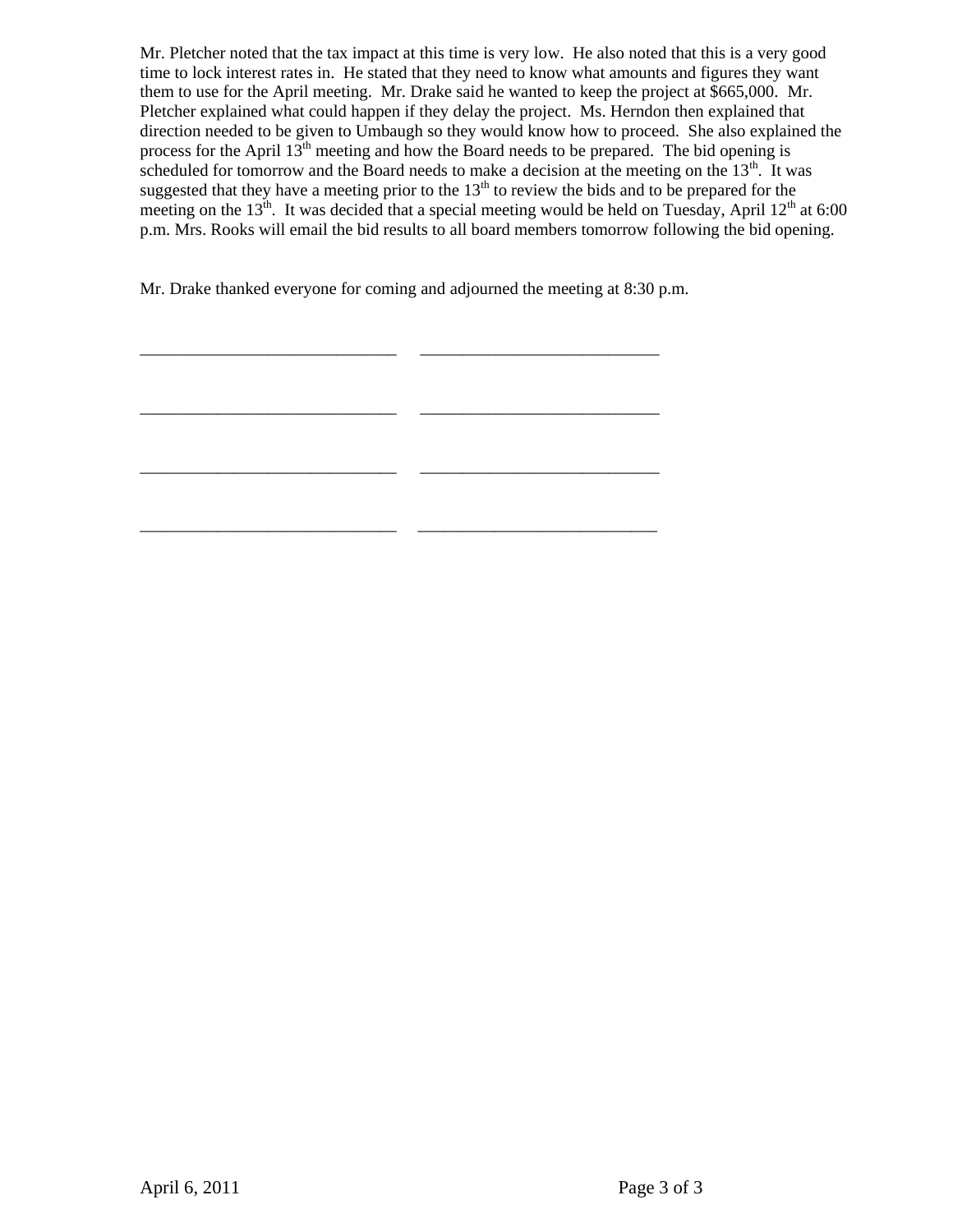Mr. Pletcher noted that the tax impact at this time is very low. He also noted that this is a very good time to lock interest rates in. He stated that they need to know what amounts and figures they want them to use for the April meeting. Mr. Drake said he wanted to keep the project at $665,000. Mr. Pletcher explained what could happen if they delay the project. Ms. Herndon then explained that direction needed to be given to Umbaugh so they would know how to proceed. She also explained the process for the April 13th meeting and how the Board needs to be prepared. The bid opening is scheduled for tomorrow and the Board needs to make a decision at the meeting on the 13th. It was suggested that they have a meeting prior to the 13th to review the bids and to be prepared for the meeting on the 13th. It was decided that a special meeting would be held on Tuesday, April 12th at 6:00 p.m. Mrs. Rooks will email the bid results to all board members tomorrow following the bid opening.

Mr. Drake thanked everyone for coming and adjourned the meeting at 8:30 p.m.

______________________________ ____________________________

______________________________ ____________________________

______________________________ ____________________________

______________________________ ____________________________

April 6, 2011